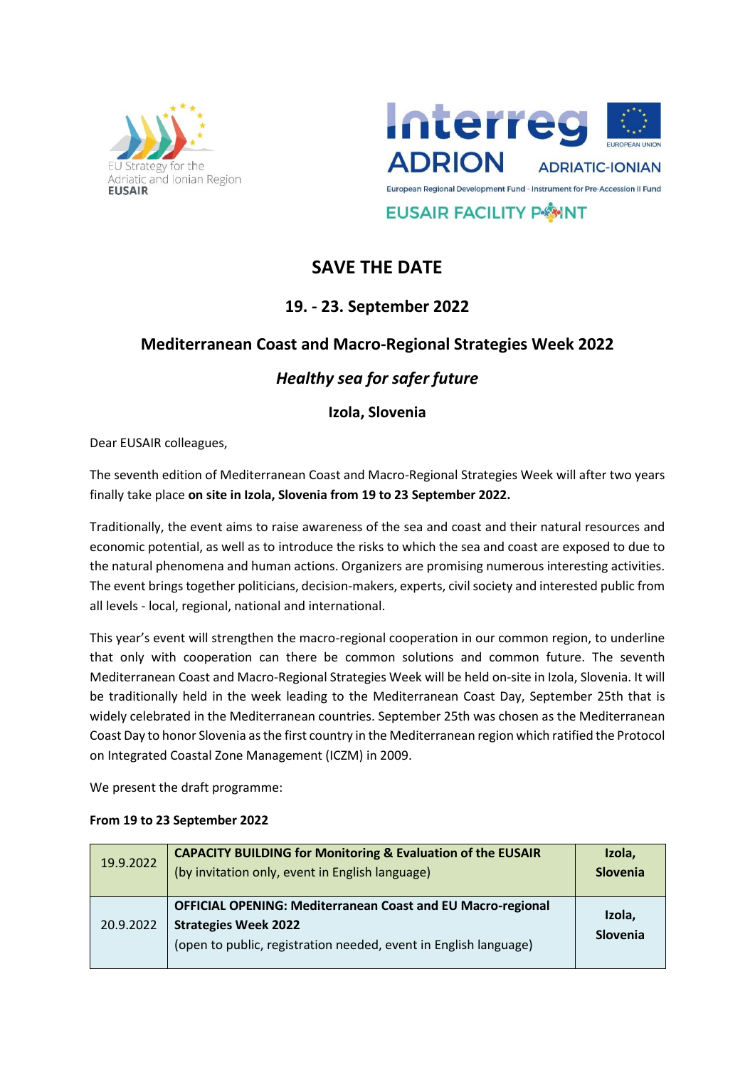EU Strategy for the Adriatic and Ionian Region
EUSAIR

Interreg ADRION ADRIATIC-IONIAN

EUROPEAN UNION

European Regional Development Fund - Instrument for Pre-Accession II Fund

EUSAIR FACILITY POINT

# SAVE THE DATE

## 19. - 23. September 2022

## Mediterranean Coast and Macro-Regional Strategies Week 2022

## *Healthy sea for safer future*

### Izola, Slovenia

Dear EUSAIR colleagues,

The seventh edition of Mediterranean Coast and Macro-Regional Strategies Week will after two years finally take place **on site in Izola, Slovenia from 19 to 23 September 2022.**

Traditionally, the event aims to raise awareness of the sea and coast and their natural resources and economic potential, as well as to introduce the risks to which the sea and coast are exposed to due to the natural phenomena and human actions. Organizers are promising numerous interesting activities. The event brings together politicians, decision-makers, experts, civil society and interested public from all levels - local, regional, national and international.

This year's event will strengthen the macro-regional cooperation in our common region, to underline that only with cooperation can there be common solutions and common future. The seventh Mediterranean Coast and Macro-Regional Strategies Week will be held on-site in Izola, Slovenia. It will be traditionally held in the week leading to the Mediterranean Coast Day, September 25th that is widely celebrated in the Mediterranean countries. September 25th was chosen as the Mediterranean Coast Day to honor Slovenia as the first country in the Mediterranean region which ratified the Protocol on Integrated Coastal Zone Management (ICZM) in 2009.

We present the draft programme:

**From 19 to 23 September 2022**

| Date | Event | Location |
|---|---|---|
| 19.9.2022 | **CAPACITY BUILDING for Monitoring & Evaluation of the EUSAIR**<br>(by invitation only, event in English language) | **Izola, Slovenia** |
| 20.9.2022 | **OFFICIAL OPENING: Mediterranean Coast and EU Macro-regional Strategies Week 2022**<br>(open to public, registration needed, event in English language) | **Izola, Slovenia** |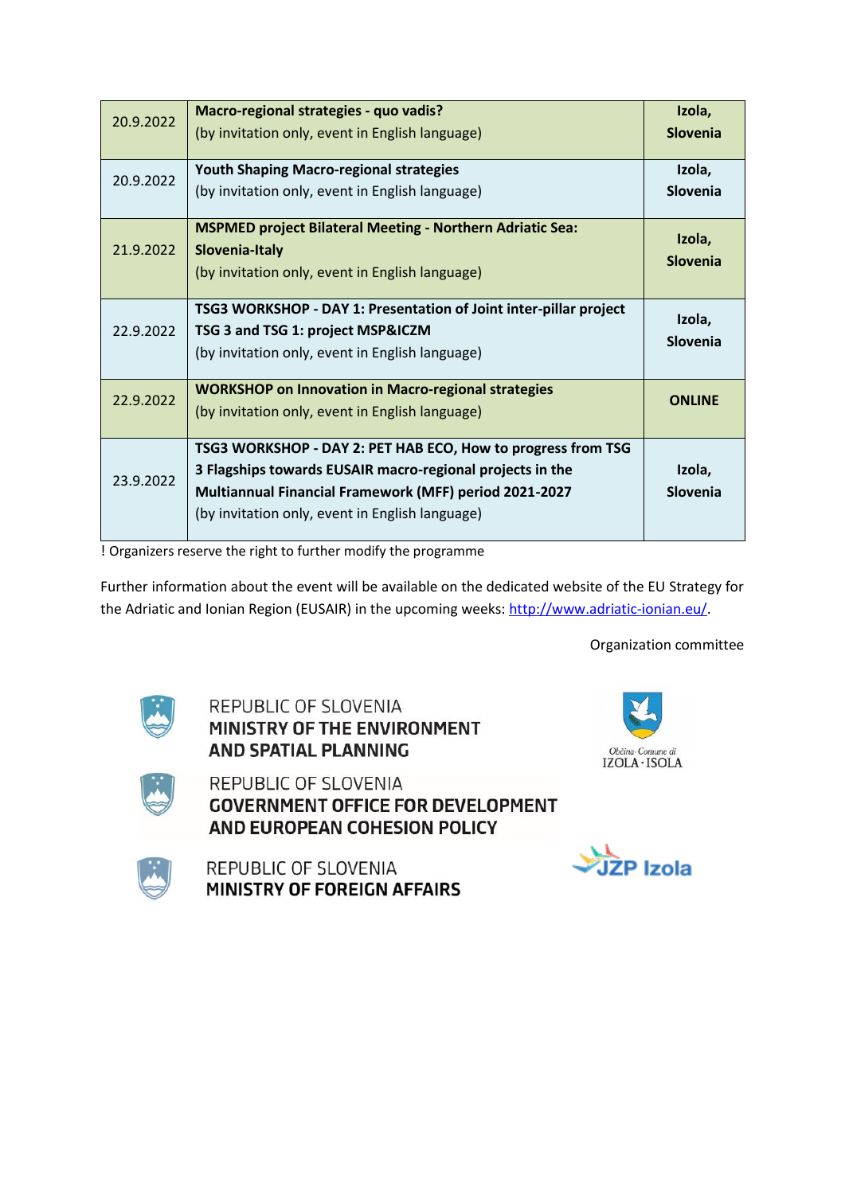| | | |
|---|---|---|
| 20.9.2022 | **Macro-regional strategies - quo vadis?**<br>(by invitation only, event in English language) | **Izola, Slovenia** |
| 20.9.2022 | **Youth Shaping Macro-regional strategies**<br>(by invitation only, event in English language) | **Izola, Slovenia** |
| 21.9.2022 | **MSPMED project Bilateral Meeting - Northern Adriatic Sea: Slovenia-Italy**<br>(by invitation only, event in English language) | **Izola, Slovenia** |
| 22.9.2022 | **TSG3 WORKSHOP - DAY 1: Presentation of Joint inter-pillar project TSG 3 and TSG 1: project MSP&ICZM**<br>(by invitation only, event in English language) | **Izola, Slovenia** |
| 22.9.2022 | **WORKSHOP on Innovation in Macro-regional strategies**<br>(by invitation only, event in English language) | **ONLINE** |
| 23.9.2022 | **TSG3 WORKSHOP - DAY 2: PET HAB ECO, How to progress from TSG 3 Flagships towards EUSAIR macro-regional projects in the Multiannual Financial Framework (MFF) period 2021-2027**<br>(by invitation only, event in English language) | **Izola, Slovenia** |

! Organizers reserve the right to further modify the programme

Further information about the event will be available on the dedicated website of the EU Strategy for the Adriatic and Ionian Region (EUSAIR) in the upcoming weeks: http://www.adriatic-ionian.eu/.

Organization committee

REPUBLIC OF SLOVENIA
**MINISTRY OF THE ENVIRONMENT AND SPATIAL PLANNING**

REPUBLIC OF SLOVENIA
**GOVERNMENT OFFICE FOR DEVELOPMENT AND EUROPEAN COHESION POLICY**

REPUBLIC OF SLOVENIA
**MINISTRY OF FOREIGN AFFAIRS**

Občina · Comune di
IZOLA · ISOLA

JZP Izola